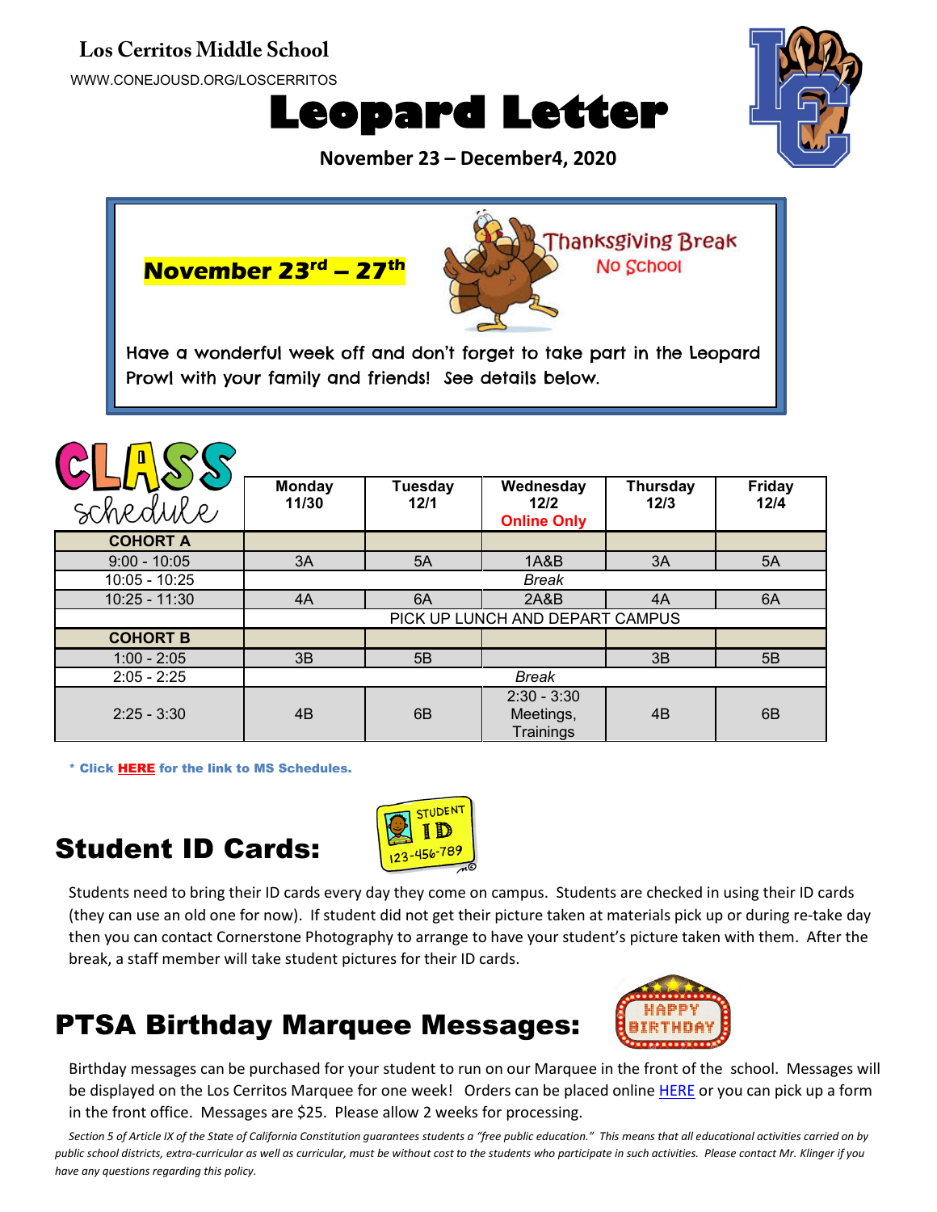**Los Cerritos Middle School**

WWW.CONEJOUSD.ORG/LOSCERRITOS

# Leopard Letter

**November 23 – December4, 2020**

**November 23rd – 27th**

Thanksgiving Break

No School

Have a wonderful week off and don't forget to take part in the Leopard Prowl with your family and friends! See details below.

## CLASS schedule

| | Monday 11/30 | Tuesday 12/1 | Wednesday 12/2 Online Only | Thursday 12/3 | Friday 12/4 |
|---|---|---|---|---|---|
| **COHORT A** | | | | | |
| 9:00 - 10:05 | 3A | 5A | 1A&B | 3A | 5A |
| 10:05 - 10:25 | *Break* | | | | |
| 10:25 - 11:30 | 4A | 6A | 2A&B | 4A | 6A |
| | PICK UP LUNCH AND DEPART CAMPUS | | | | |
| **COHORT B** | | | | | |
| 1:00 - 2:05 | 3B | 5B | | 3B | 5B |
| 2:05 - 2:25 | *Break* | | | | |
| 2:25 - 3:30 | 4B | 6B | 2:30 - 3:30 Meetings, Trainings | 4B | 6B |

**\* Click HERE for the link to MS Schedules.**

## Student ID Cards:

Students need to bring their ID cards every day they come on campus. Students are checked in using their ID cards (they can use an old one for now). If student did not get their picture taken at materials pick up or during re-take day then you can contact Cornerstone Photography to arrange to have your student's picture taken with them. After the break, a staff member will take student pictures for their ID cards.

## PTSA Birthday Marquee Messages:

Birthday messages can be purchased for your student to run on our Marquee in the front of the school. Messages will be displayed on the Los Cerritos Marquee for one week! Orders can be placed online HERE or you can pick up a form in the front office. Messages are $25. Please allow 2 weeks for processing.

*Section 5 of Article IX of the State of California Constitution guarantees students a "free public education." This means that all educational activities carried on by public school districts, extra-curricular as well as curricular, must be without cost to the students who participate in such activities. Please contact Mr. Klinger if you have any questions regarding this policy.*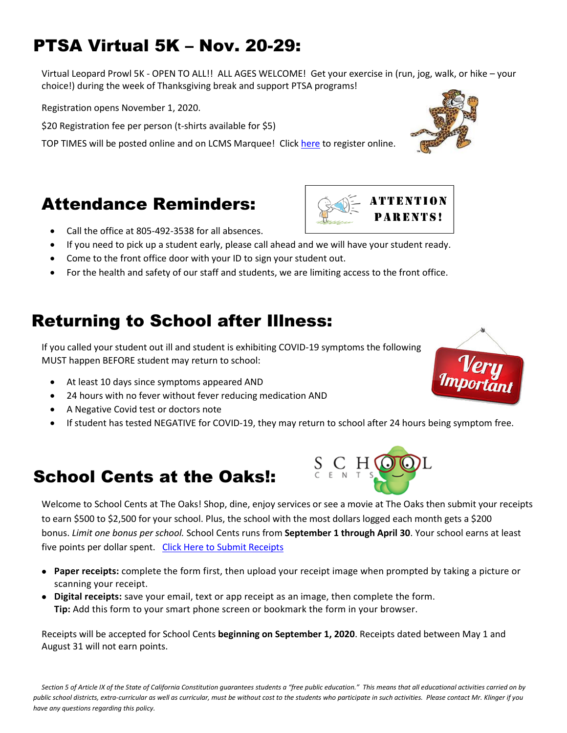# PTSA Virtual 5K – Nov. 20-29:

Virtual Leopard Prowl 5K - OPEN TO ALL!! ALL AGES WELCOME! Get your exercise in (run, jog, walk, or hike – your choice!) during the week of Thanksgiving break and support PTSA programs!

Registration opens November 1, 2020.

$20 Registration fee per person (t-shirts available for $5)

TOP TIMES will be posted online and on LCMS Marquee! Click here to register online.

# Attendance Reminders:

ATTENTION PARENTS!

- Call the office at 805-492-3538 for all absences.
- If you need to pick up a student early, please call ahead and we will have your student ready.
- Come to the front office door with your ID to sign your student out.
- For the health and safety of our staff and students, we are limiting access to the front office.

# Returning to School after Illness:

If you called your student out ill and student is exhibiting COVID-19 symptoms the following MUST happen BEFORE student may return to school:

- At least 10 days since symptoms appeared AND
- 24 hours with no fever without fever reducing medication AND
- A Negative Covid test or doctors note
- If student has tested NEGATIVE for COVID-19, they may return to school after 24 hours being symptom free.

# School Cents at the Oaks!:

Welcome to School Cents at The Oaks! Shop, dine, enjoy services or see a movie at The Oaks then submit your receipts to earn $500 to $2,500 for your school. Plus, the school with the most dollars logged each month gets a $200 bonus. *Limit one bonus per school.* School Cents runs from **September 1 through April 30**. Your school earns at least five points per dollar spent. Click Here to Submit Receipts

- **Paper receipts:** complete the form first, then upload your receipt image when prompted by taking a picture or scanning your receipt.
- **Digital receipts:** save your email, text or app receipt as an image, then complete the form.
  **Tip:** Add this form to your smart phone screen or bookmark the form in your browser.

Receipts will be accepted for School Cents **beginning on September 1, 2020**. Receipts dated between May 1 and August 31 will not earn points.

*Section 5 of Article IX of the State of California Constitution guarantees students a "free public education." This means that all educational activities carried on by public school districts, extra-curricular as well as curricular, must be without cost to the students who participate in such activities. Please contact Mr. Klinger if you have any questions regarding this policy.*